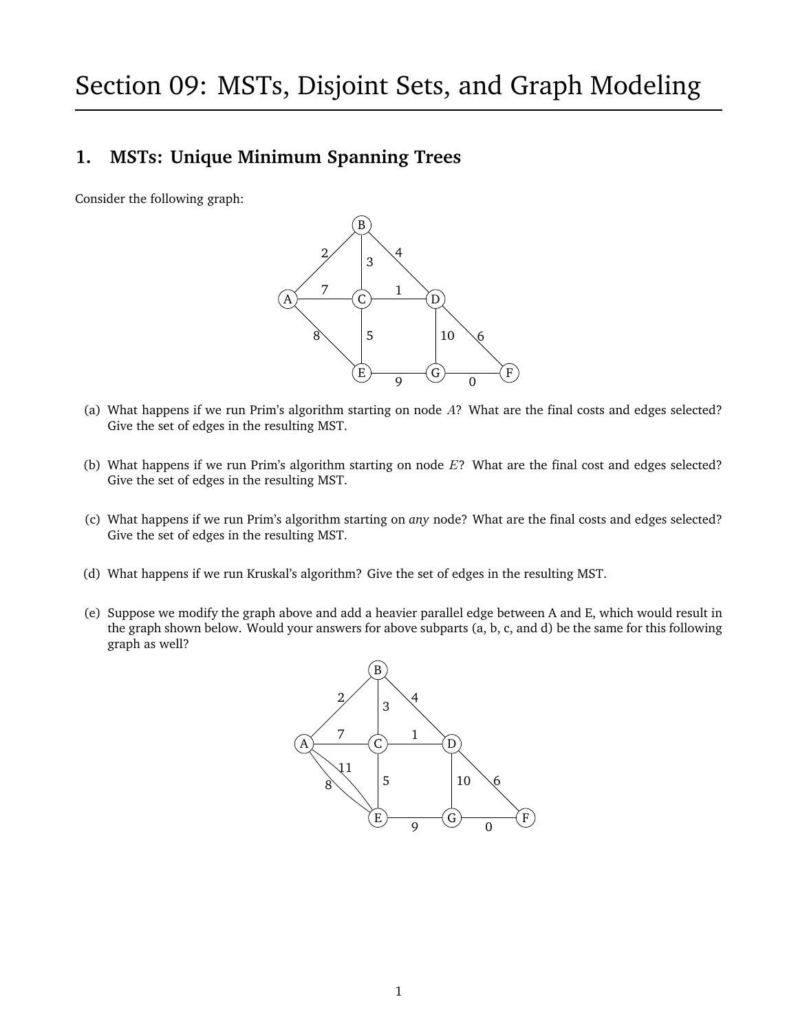# Section 09: MSTs, Disjoint Sets, and Graph Modeling

## 1. MSTs: Unique Minimum Spanning Trees

Consider the following graph:

(a) What happens if we run Prim's algorithm starting on node $A$? What are the final costs and edges selected? Give the set of edges in the resulting MST.

(b) What happens if we run Prim's algorithm starting on node $E$? What are the final cost and edges selected? Give the set of edges in the resulting MST.

(c) What happens if we run Prim's algorithm starting on *any* node? What are the final costs and edges selected? Give the set of edges in the resulting MST.

(d) What happens if we run Kruskal's algorithm? Give the set of edges in the resulting MST.

(e) Suppose we modify the graph above and add a heavier parallel edge between A and E, which would result in the graph shown below. Would your answers for above subparts (a, b, c, and d) be the same for this following graph as well?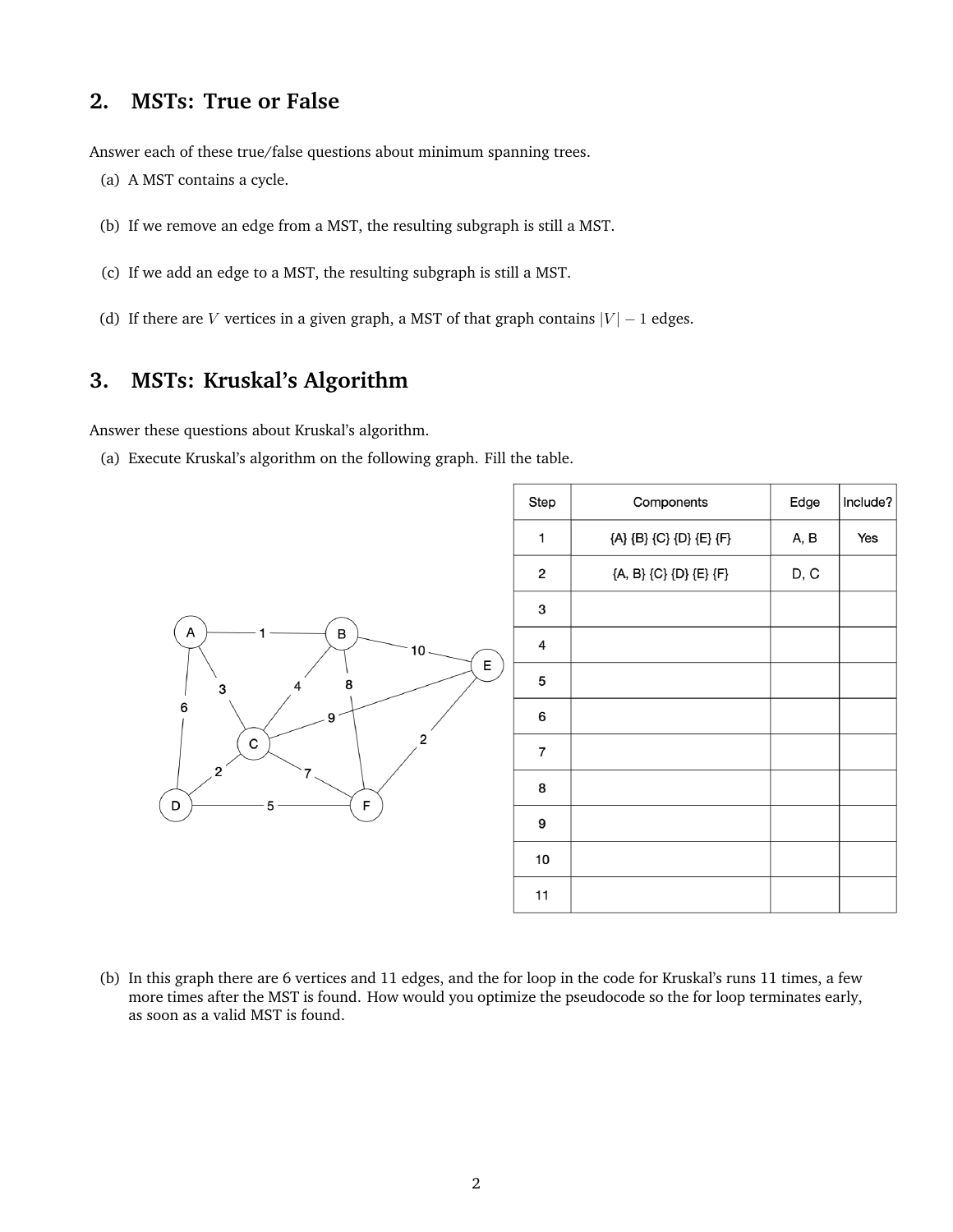## 2. MSTs: True or False

Answer each of these true/false questions about minimum spanning trees.

(a) A MST contains a cycle.

(b) If we remove an edge from a MST, the resulting subgraph is still a MST.

(c) If we add an edge to a MST, the resulting subgraph is still a MST.

(d) If there are $V$ vertices in a given graph, a MST of that graph contains $|V| - 1$ edges.

## 3. MSTs: Kruskal's Algorithm

Answer these questions about Kruskal's algorithm.

(a) Execute Kruskal's algorithm on the following graph. Fill the table.

| Step | Components | Edge | Include? |
|---|---|---|---|
| 1 | {A} {B} {C} {D} {E} {F} | A, B | Yes |
| 2 | {A, B} {C} {D} {E} {F} | D, C | |
| 3 | | | |
| 4 | | | |
| 5 | | | |
| 6 | | | |
| 7 | | | |
| 8 | | | |
| 9 | | | |
| 10 | | | |
| 11 | | | |

(b) In this graph there are 6 vertices and 11 edges, and the for loop in the code for Kruskal's runs 11 times, a few more times after the MST is found. How would you optimize the pseudocode so the for loop terminates early, as soon as a valid MST is found.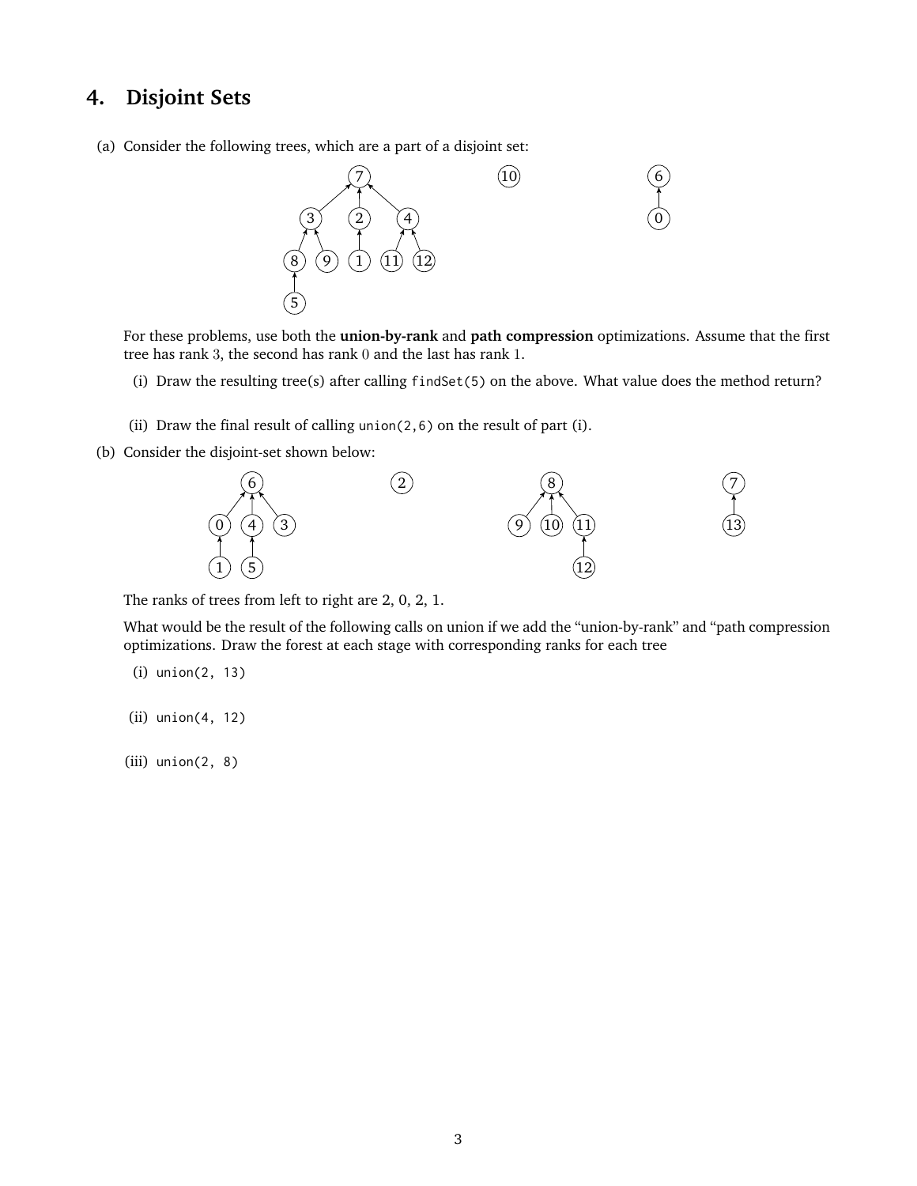## 4. Disjoint Sets

(a) Consider the following trees, which are a part of a disjoint set:

For these problems, use both the **union-by-rank** and **path compression** optimizations. Assume that the first tree has rank 3, the second has rank 0 and the last has rank 1.

(i) Draw the resulting tree(s) after calling `findSet(5)` on the above. What value does the method return?

(ii) Draw the final result of calling `union(2,6)` on the result of part (i).

(b) Consider the disjoint-set shown below:

The ranks of trees from left to right are 2, 0, 2, 1.

What would be the result of the following calls on union if we add the "union-by-rank" and "path compression optimizations. Draw the forest at each stage with corresponding ranks for each tree

(i) `union(2, 13)`

(ii) `union(4, 12)`

(iii) `union(2, 8)`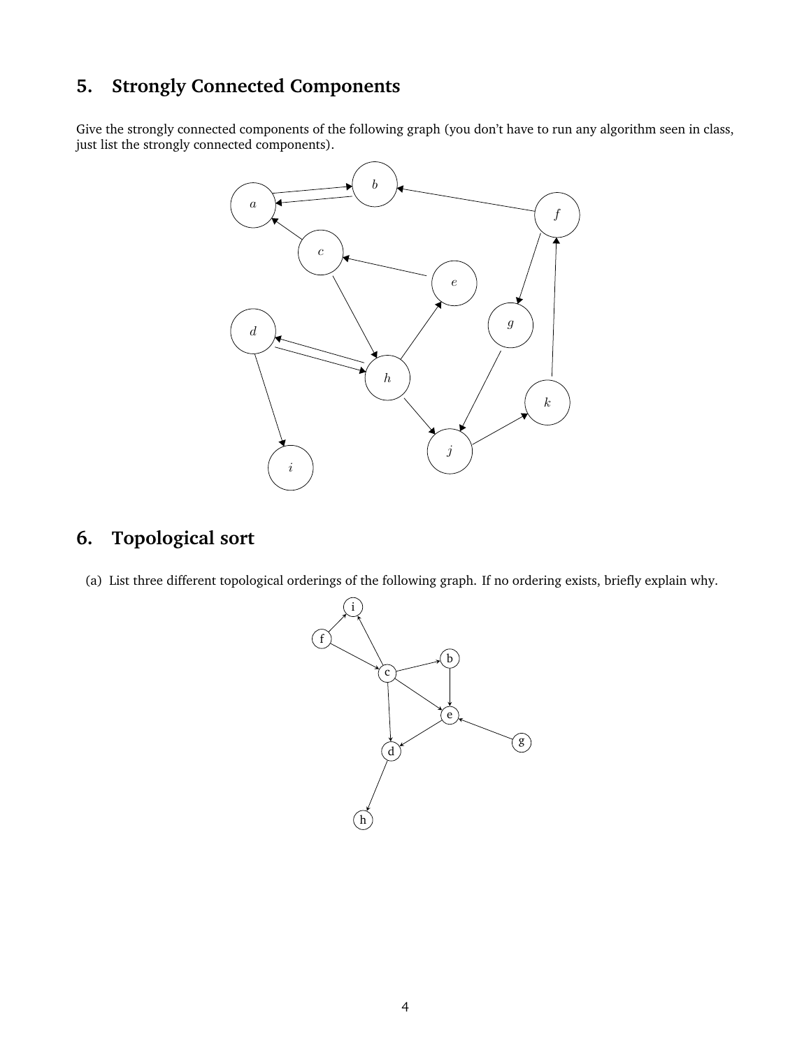## 5. Strongly Connected Components

Give the strongly connected components of the following graph (you don't have to run any algorithm seen in class, just list the strongly connected components).

## 6. Topological sort

(a) List three different topological orderings of the following graph. If no ordering exists, briefly explain why.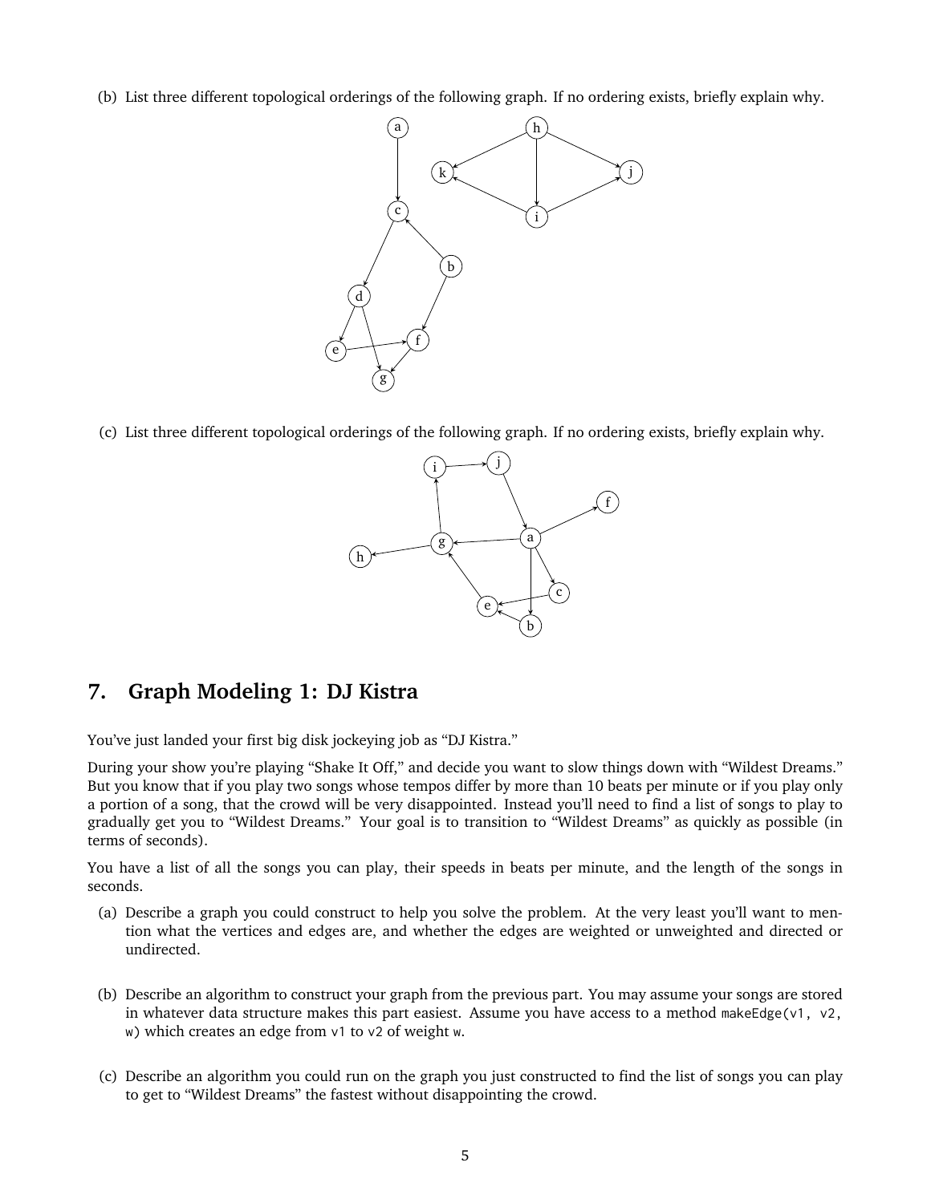(b) List three different topological orderings of the following graph. If no ordering exists, briefly explain why.

(c) List three different topological orderings of the following graph. If no ordering exists, briefly explain why.

## 7. Graph Modeling 1: DJ Kistra

You've just landed your first big disk jockeying job as "DJ Kistra."

During your show you're playing "Shake It Off," and decide you want to slow things down with "Wildest Dreams." But you know that if you play two songs whose tempos differ by more than 10 beats per minute or if you play only a portion of a song, that the crowd will be very disappointed. Instead you'll need to find a list of songs to play to gradually get you to "Wildest Dreams." Your goal is to transition to "Wildest Dreams" as quickly as possible (in terms of seconds).

You have a list of all the songs you can play, their speeds in beats per minute, and the length of the songs in seconds.

(a) Describe a graph you could construct to help you solve the problem. At the very least you'll want to mention what the vertices and edges are, and whether the edges are weighted or unweighted and directed or undirected.

(b) Describe an algorithm to construct your graph from the previous part. You may assume your songs are stored in whatever data structure makes this part easiest. Assume you have access to a method `makeEdge(v1, v2, w)` which creates an edge from `v1` to `v2` of weight `w`.

(c) Describe an algorithm you could run on the graph you just constructed to find the list of songs you can play to get to "Wildest Dreams" the fastest without disappointing the crowd.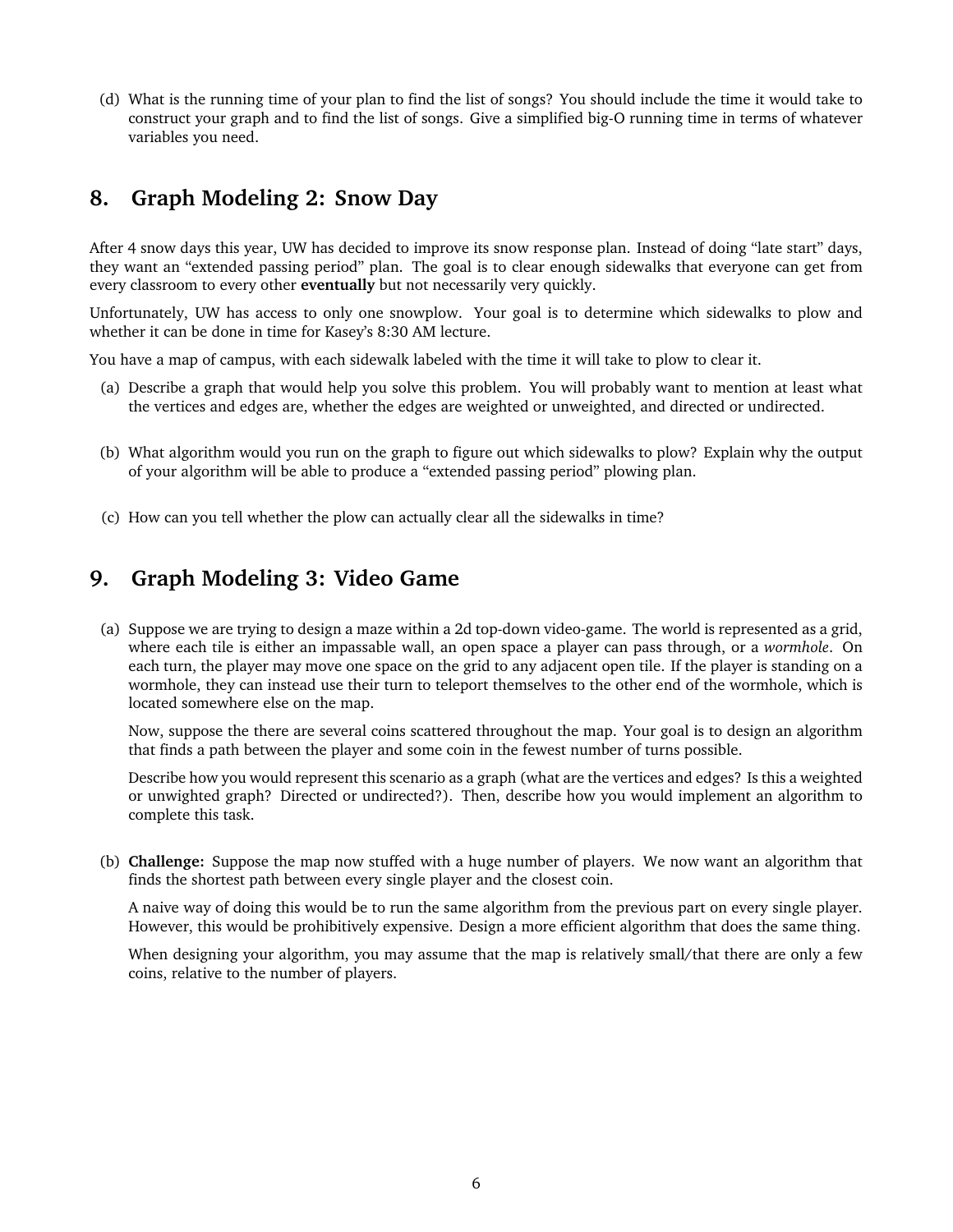(d) What is the running time of your plan to find the list of songs? You should include the time it would take to construct your graph and to find the list of songs. Give a simplified big-O running time in terms of whatever variables you need.

## 8. Graph Modeling 2: Snow Day

After 4 snow days this year, UW has decided to improve its snow response plan. Instead of doing "late start" days, they want an "extended passing period" plan. The goal is to clear enough sidewalks that everyone can get from every classroom to every other **eventually** but not necessarily very quickly.

Unfortunately, UW has access to only one snowplow. Your goal is to determine which sidewalks to plow and whether it can be done in time for Kasey's 8:30 AM lecture.

You have a map of campus, with each sidewalk labeled with the time it will take to plow to clear it.

(a) Describe a graph that would help you solve this problem. You will probably want to mention at least what the vertices and edges are, whether the edges are weighted or unweighted, and directed or undirected.

(b) What algorithm would you run on the graph to figure out which sidewalks to plow? Explain why the output of your algorithm will be able to produce a "extended passing period" plowing plan.

(c) How can you tell whether the plow can actually clear all the sidewalks in time?

## 9. Graph Modeling 3: Video Game

(a) Suppose we are trying to design a maze within a 2d top-down video-game. The world is represented as a grid, where each tile is either an impassable wall, an open space a player can pass through, or a *wormhole*. On each turn, the player may move one space on the grid to any adjacent open tile. If the player is standing on a wormhole, they can instead use their turn to teleport themselves to the other end of the wormhole, which is located somewhere else on the map.

Now, suppose the there are several coins scattered throughout the map. Your goal is to design an algorithm that finds a path between the player and some coin in the fewest number of turns possible.

Describe how you would represent this scenario as a graph (what are the vertices and edges? Is this a weighted or unwighted graph? Directed or undirected?). Then, describe how you would implement an algorithm to complete this task.

(b) **Challenge:** Suppose the map now stuffed with a huge number of players. We now want an algorithm that finds the shortest path between every single player and the closest coin.

A naive way of doing this would be to run the same algorithm from the previous part on every single player. However, this would be prohibitively expensive. Design a more efficient algorithm that does the same thing.

When designing your algorithm, you may assume that the map is relatively small/that there are only a few coins, relative to the number of players.